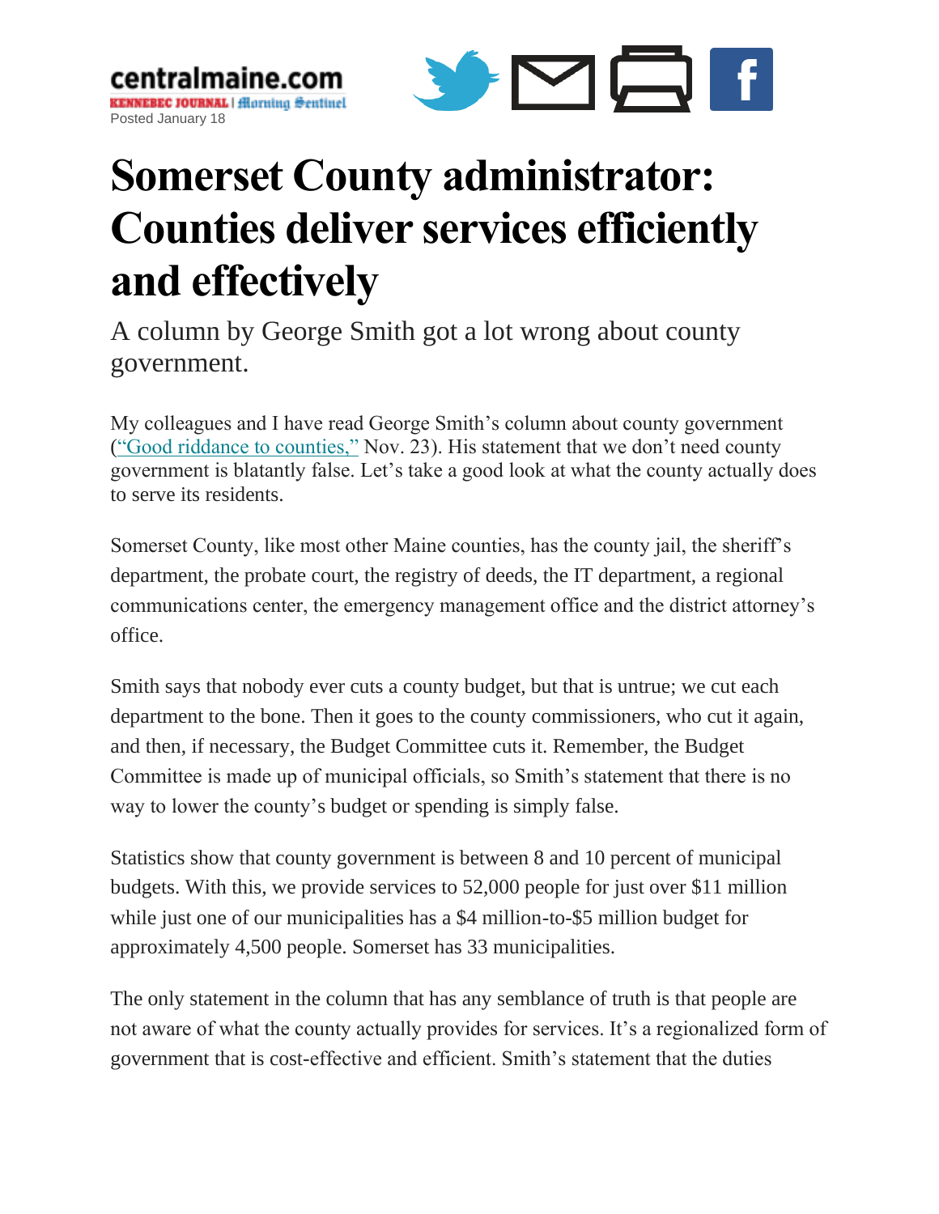centralmaine.com
KENNEBEC JOURNAL | Morning Sentinel
Posted January 18

# Somerset County administrator: Counties deliver services efficiently and effectively

A column by George Smith got a lot wrong about county government.

My colleagues and I have read George Smith's column about county government ("Good riddance to counties," Nov. 23). His statement that we don't need county government is blatantly false. Let's take a good look at what the county actually does to serve its residents.

Somerset County, like most other Maine counties, has the county jail, the sheriff's department, the probate court, the registry of deeds, the IT department, a regional communications center, the emergency management office and the district attorney's office.

Smith says that nobody ever cuts a county budget, but that is untrue; we cut each department to the bone. Then it goes to the county commissioners, who cut it again, and then, if necessary, the Budget Committee cuts it. Remember, the Budget Committee is made up of municipal officials, so Smith's statement that there is no way to lower the county's budget or spending is simply false.

Statistics show that county government is between 8 and 10 percent of municipal budgets. With this, we provide services to 52,000 people for just over $11 million while just one of our municipalities has a $4 million-to-$5 million budget for approximately 4,500 people. Somerset has 33 municipalities.

The only statement in the column that has any semblance of truth is that people are not aware of what the county actually provides for services. It's a regionalized form of government that is cost-effective and efficient. Smith's statement that the duties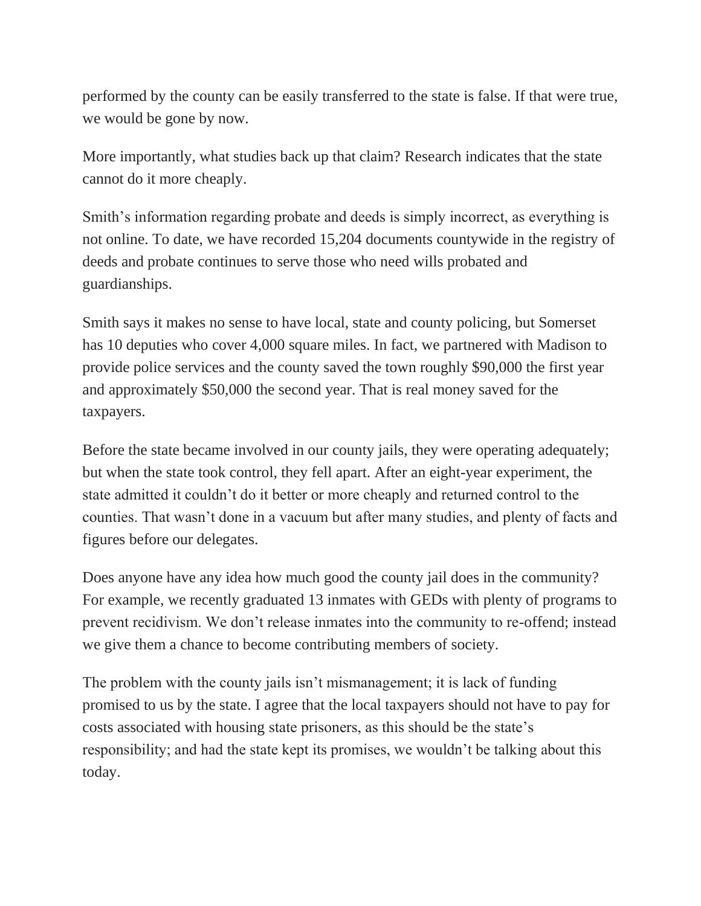performed by the county can be easily transferred to the state is false. If that were true, we would be gone by now.

More importantly, what studies back up that claim? Research indicates that the state cannot do it more cheaply.

Smith's information regarding probate and deeds is simply incorrect, as everything is not online. To date, we have recorded 15,204 documents countywide in the registry of deeds and probate continues to serve those who need wills probated and guardianships.

Smith says it makes no sense to have local, state and county policing, but Somerset has 10 deputies who cover 4,000 square miles. In fact, we partnered with Madison to provide police services and the county saved the town roughly $90,000 the first year and approximately $50,000 the second year. That is real money saved for the taxpayers.

Before the state became involved in our county jails, they were operating adequately; but when the state took control, they fell apart. After an eight-year experiment, the state admitted it couldn't do it better or more cheaply and returned control to the counties. That wasn't done in a vacuum but after many studies, and plenty of facts and figures before our delegates.

Does anyone have any idea how much good the county jail does in the community? For example, we recently graduated 13 inmates with GEDs with plenty of programs to prevent recidivism. We don't release inmates into the community to re-offend; instead we give them a chance to become contributing members of society.

The problem with the county jails isn't mismanagement; it is lack of funding promised to us by the state. I agree that the local taxpayers should not have to pay for costs associated with housing state prisoners, as this should be the state's responsibility; and had the state kept its promises, we wouldn't be talking about this today.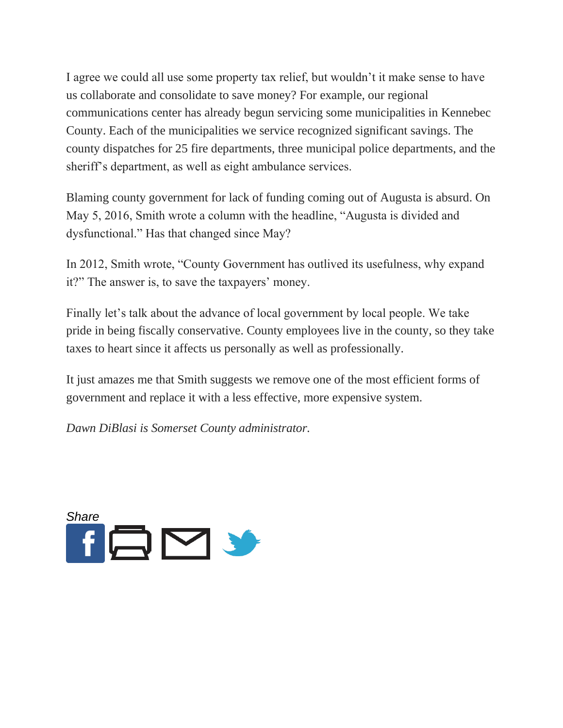I agree we could all use some property tax relief, but wouldn't it make sense to have us collaborate and consolidate to save money? For example, our regional communications center has already begun servicing some municipalities in Kennebec County. Each of the municipalities we service recognized significant savings. The county dispatches for 25 fire departments, three municipal police departments, and the sheriff's department, as well as eight ambulance services.

Blaming county government for lack of funding coming out of Augusta is absurd. On May 5, 2016, Smith wrote a column with the headline, "Augusta is divided and dysfunctional." Has that changed since May?

In 2012, Smith wrote, "County Government has outlived its usefulness, why expand it?" The answer is, to save the taxpayers' money.

Finally let's talk about the advance of local government by local people. We take pride in being fiscally conservative. County employees live in the county, so they take taxes to heart since it affects us personally as well as professionally.

It just amazes me that Smith suggests we remove one of the most efficient forms of government and replace it with a less effective, more expensive system.

*Dawn DiBlasi is Somerset County administrator.*

*Share*